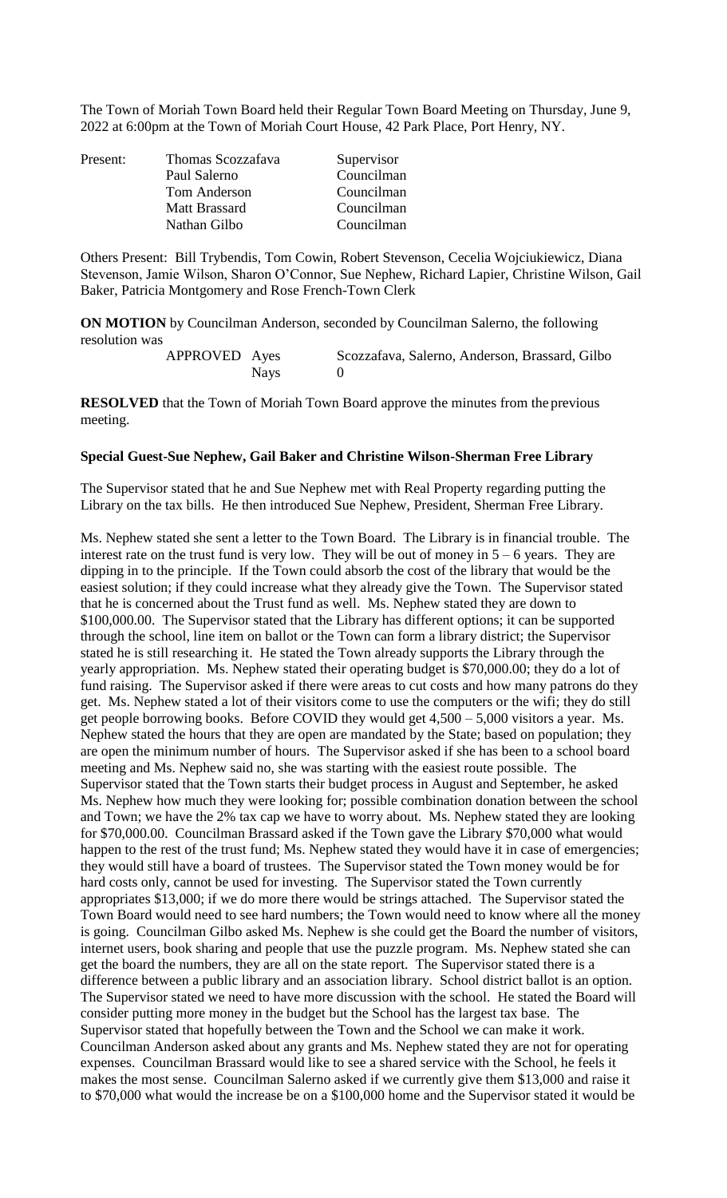The Town of Moriah Town Board held their Regular Town Board Meeting on Thursday, June 9, 2022 at 6:00pm at the Town of Moriah Court House, 42 Park Place, Port Henry, NY.

| | | |
|---|---|---|
| Present: | Thomas Scozzafava | Supervisor |
| | Paul Salerno | Councilman |
| | Tom Anderson | Councilman |
| | Matt Brassard | Councilman |
| | Nathan Gilbo | Councilman |

Others Present: Bill Trybendis, Tom Cowin, Robert Stevenson, Cecelia Wojciukiewicz, Diana Stevenson, Jamie Wilson, Sharon O'Connor, Sue Nephew, Richard Lapier, Christine Wilson, Gail Baker, Patricia Montgomery and Rose French-Town Clerk

**ON MOTION** by Councilman Anderson, seconded by Councilman Salerno, the following resolution was

| | | |
|---|---|---|
| APPROVED | Ayes | Scozzafava, Salerno, Anderson, Brassard, Gilbo |
| | Nays | 0 |

**RESOLVED** that the Town of Moriah Town Board approve the minutes from the previous meeting.

**Special Guest-Sue Nephew, Gail Baker and Christine Wilson-Sherman Free Library**

The Supervisor stated that he and Sue Nephew met with Real Property regarding putting the Library on the tax bills. He then introduced Sue Nephew, President, Sherman Free Library.

Ms. Nephew stated she sent a letter to the Town Board. The Library is in financial trouble. The interest rate on the trust fund is very low. They will be out of money in 5 – 6 years. They are dipping in to the principle. If the Town could absorb the cost of the library that would be the easiest solution; if they could increase what they already give the Town. The Supervisor stated that he is concerned about the Trust fund as well. Ms. Nephew stated they are down to $100,000.00. The Supervisor stated that the Library has different options; it can be supported through the school, line item on ballot or the Town can form a library district; the Supervisor stated he is still researching it. He stated the Town already supports the Library through the yearly appropriation. Ms. Nephew stated their operating budget is $70,000.00; they do a lot of fund raising. The Supervisor asked if there were areas to cut costs and how many patrons do they get. Ms. Nephew stated a lot of their visitors come to use the computers or the wifi; they do still get people borrowing books. Before COVID they would get 4,500 – 5,000 visitors a year. Ms. Nephew stated the hours that they are open are mandated by the State; based on population; they are open the minimum number of hours. The Supervisor asked if she has been to a school board meeting and Ms. Nephew said no, she was starting with the easiest route possible. The Supervisor stated that the Town starts their budget process in August and September, he asked Ms. Nephew how much they were looking for; possible combination donation between the school and Town; we have the 2% tax cap we have to worry about. Ms. Nephew stated they are looking for $70,000.00. Councilman Brassard asked if the Town gave the Library $70,000 what would happen to the rest of the trust fund; Ms. Nephew stated they would have it in case of emergencies; they would still have a board of trustees. The Supervisor stated the Town money would be for hard costs only, cannot be used for investing. The Supervisor stated the Town currently appropriates $13,000; if we do more there would be strings attached. The Supervisor stated the Town Board would need to see hard numbers; the Town would need to know where all the money is going. Councilman Gilbo asked Ms. Nephew is she could get the Board the number of visitors, internet users, book sharing and people that use the puzzle program. Ms. Nephew stated she can get the board the numbers, they are all on the state report. The Supervisor stated there is a difference between a public library and an association library. School district ballot is an option. The Supervisor stated we need to have more discussion with the school. He stated the Board will consider putting more money in the budget but the School has the largest tax base. The Supervisor stated that hopefully between the Town and the School we can make it work. Councilman Anderson asked about any grants and Ms. Nephew stated they are not for operating expenses. Councilman Brassard would like to see a shared service with the School, he feels it makes the most sense. Councilman Salerno asked if we currently give them $13,000 and raise it to $70,000 what would the increase be on a $100,000 home and the Supervisor stated it would be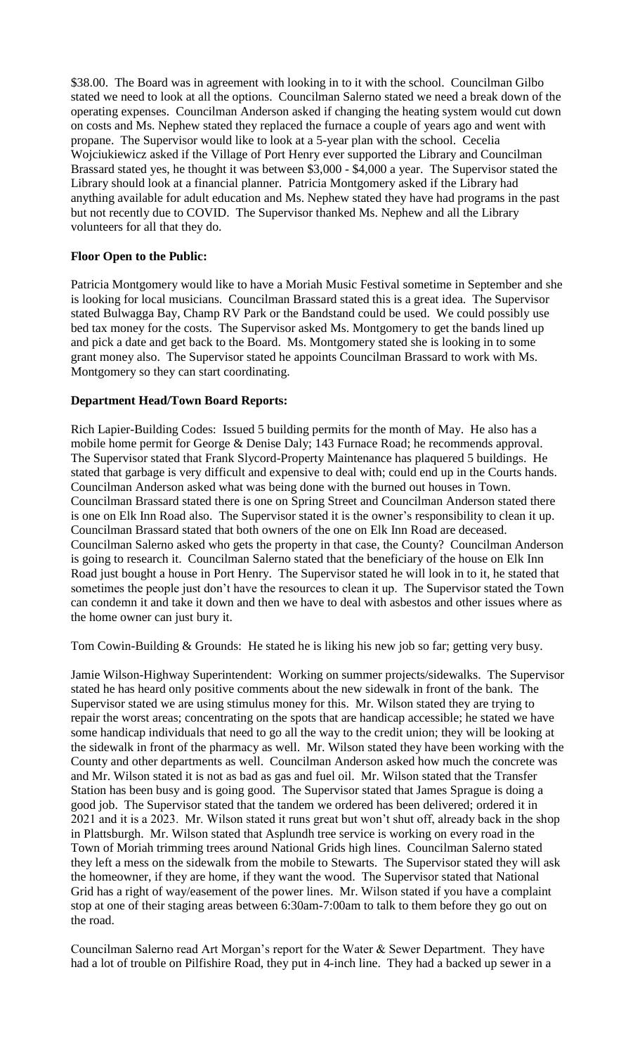$38.00. The Board was in agreement with looking in to it with the school. Councilman Gilbo stated we need to look at all the options. Councilman Salerno stated we need a break down of the operating expenses. Councilman Anderson asked if changing the heating system would cut down on costs and Ms. Nephew stated they replaced the furnace a couple of years ago and went with propane. The Supervisor would like to look at a 5-year plan with the school. Cecelia Wojciukiewicz asked if the Village of Port Henry ever supported the Library and Councilman Brassard stated yes, he thought it was between $3,000 - $4,000 a year. The Supervisor stated the Library should look at a financial planner. Patricia Montgomery asked if the Library had anything available for adult education and Ms. Nephew stated they have had programs in the past but not recently due to COVID. The Supervisor thanked Ms. Nephew and all the Library volunteers for all that they do.

**Floor Open to the Public:**

Patricia Montgomery would like to have a Moriah Music Festival sometime in September and she is looking for local musicians. Councilman Brassard stated this is a great idea. The Supervisor stated Bulwagga Bay, Champ RV Park or the Bandstand could be used. We could possibly use bed tax money for the costs. The Supervisor asked Ms. Montgomery to get the bands lined up and pick a date and get back to the Board. Ms. Montgomery stated she is looking in to some grant money also. The Supervisor stated he appoints Councilman Brassard to work with Ms. Montgomery so they can start coordinating.

**Department Head/Town Board Reports:**

Rich Lapier-Building Codes: Issued 5 building permits for the month of May. He also has a mobile home permit for George & Denise Daly; 143 Furnace Road; he recommends approval. The Supervisor stated that Frank Slycord-Property Maintenance has plaquered 5 buildings. He stated that garbage is very difficult and expensive to deal with; could end up in the Courts hands. Councilman Anderson asked what was being done with the burned out houses in Town. Councilman Brassard stated there is one on Spring Street and Councilman Anderson stated there is one on Elk Inn Road also. The Supervisor stated it is the owner's responsibility to clean it up. Councilman Brassard stated that both owners of the one on Elk Inn Road are deceased. Councilman Salerno asked who gets the property in that case, the County? Councilman Anderson is going to research it. Councilman Salerno stated that the beneficiary of the house on Elk Inn Road just bought a house in Port Henry. The Supervisor stated he will look in to it, he stated that sometimes the people just don't have the resources to clean it up. The Supervisor stated the Town can condemn it and take it down and then we have to deal with asbestos and other issues where as the home owner can just bury it.

Tom Cowin-Building & Grounds: He stated he is liking his new job so far; getting very busy.

Jamie Wilson-Highway Superintendent: Working on summer projects/sidewalks. The Supervisor stated he has heard only positive comments about the new sidewalk in front of the bank. The Supervisor stated we are using stimulus money for this. Mr. Wilson stated they are trying to repair the worst areas; concentrating on the spots that are handicap accessible; he stated we have some handicap individuals that need to go all the way to the credit union; they will be looking at the sidewalk in front of the pharmacy as well. Mr. Wilson stated they have been working with the County and other departments as well. Councilman Anderson asked how much the concrete was and Mr. Wilson stated it is not as bad as gas and fuel oil. Mr. Wilson stated that the Transfer Station has been busy and is going good. The Supervisor stated that James Sprague is doing a good job. The Supervisor stated that the tandem we ordered has been delivered; ordered it in 2021 and it is a 2023. Mr. Wilson stated it runs great but won't shut off, already back in the shop in Plattsburgh. Mr. Wilson stated that Asplundh tree service is working on every road in the Town of Moriah trimming trees around National Grids high lines. Councilman Salerno stated they left a mess on the sidewalk from the mobile to Stewarts. The Supervisor stated they will ask the homeowner, if they are home, if they want the wood. The Supervisor stated that National Grid has a right of way/easement of the power lines. Mr. Wilson stated if you have a complaint stop at one of their staging areas between 6:30am-7:00am to talk to them before they go out on the road.

Councilman Salerno read Art Morgan's report for the Water & Sewer Department. They have had a lot of trouble on Pilfishire Road, they put in 4-inch line. They had a backed up sewer in a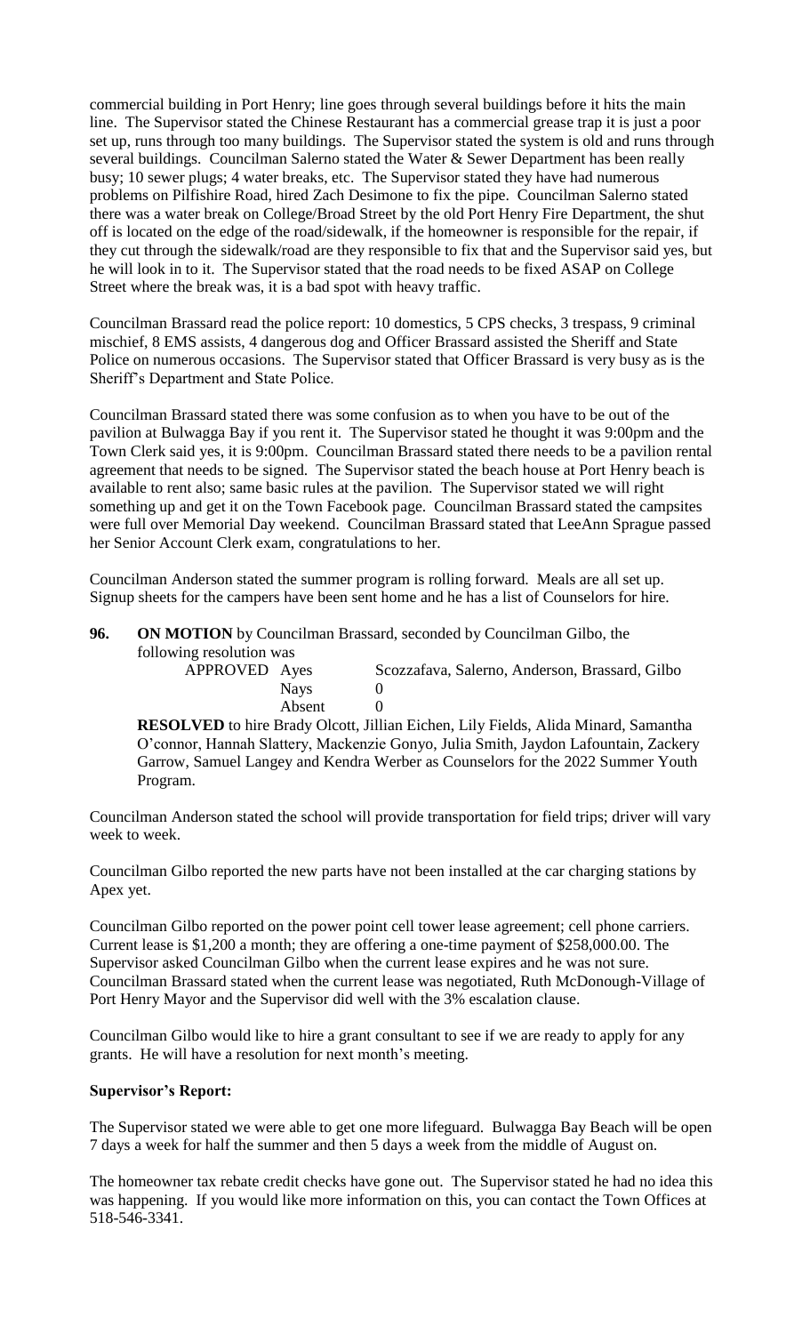commercial building in Port Henry; line goes through several buildings before it hits the main line. The Supervisor stated the Chinese Restaurant has a commercial grease trap it is just a poor set up, runs through too many buildings. The Supervisor stated the system is old and runs through several buildings. Councilman Salerno stated the Water & Sewer Department has been really busy; 10 sewer plugs; 4 water breaks, etc. The Supervisor stated they have had numerous problems on Pilfishire Road, hired Zach Desimone to fix the pipe. Councilman Salerno stated there was a water break on College/Broad Street by the old Port Henry Fire Department, the shut off is located on the edge of the road/sidewalk, if the homeowner is responsible for the repair, if they cut through the sidewalk/road are they responsible to fix that and the Supervisor said yes, but he will look in to it. The Supervisor stated that the road needs to be fixed ASAP on College Street where the break was, it is a bad spot with heavy traffic.

Councilman Brassard read the police report: 10 domestics, 5 CPS checks, 3 trespass, 9 criminal mischief, 8 EMS assists, 4 dangerous dog and Officer Brassard assisted the Sheriff and State Police on numerous occasions. The Supervisor stated that Officer Brassard is very busy as is the Sheriff's Department and State Police.

Councilman Brassard stated there was some confusion as to when you have to be out of the pavilion at Bulwagga Bay if you rent it. The Supervisor stated he thought it was 9:00pm and the Town Clerk said yes, it is 9:00pm. Councilman Brassard stated there needs to be a pavilion rental agreement that needs to be signed. The Supervisor stated the beach house at Port Henry beach is available to rent also; same basic rules at the pavilion. The Supervisor stated we will right something up and get it on the Town Facebook page. Councilman Brassard stated the campsites were full over Memorial Day weekend. Councilman Brassard stated that LeeAnn Sprague passed her Senior Account Clerk exam, congratulations to her.

Councilman Anderson stated the summer program is rolling forward. Meals are all set up. Signup sheets for the campers have been sent home and he has a list of Counselors for hire.

**96. ON MOTION** by Councilman Brassard, seconded by Councilman Gilbo, the following resolution was

| | | |
|---|---|---|
| APPROVED | Ayes | Scozzafava, Salerno, Anderson, Brassard, Gilbo |
| | Nays | 0 |
| | Absent | 0 |

**RESOLVED** to hire Brady Olcott, Jillian Eichen, Lily Fields, Alida Minard, Samantha O'connor, Hannah Slattery, Mackenzie Gonyo, Julia Smith, Jaydon Lafountain, Zackery Garrow, Samuel Langey and Kendra Werber as Counselors for the 2022 Summer Youth Program.

Councilman Anderson stated the school will provide transportation for field trips; driver will vary week to week.

Councilman Gilbo reported the new parts have not been installed at the car charging stations by Apex yet.

Councilman Gilbo reported on the power point cell tower lease agreement; cell phone carriers. Current lease is $1,200 a month; they are offering a one-time payment of $258,000.00. The Supervisor asked Councilman Gilbo when the current lease expires and he was not sure. Councilman Brassard stated when the current lease was negotiated, Ruth McDonough-Village of Port Henry Mayor and the Supervisor did well with the 3% escalation clause.

Councilman Gilbo would like to hire a grant consultant to see if we are ready to apply for any grants. He will have a resolution for next month's meeting.

**Supervisor's Report:**

The Supervisor stated we were able to get one more lifeguard. Bulwagga Bay Beach will be open 7 days a week for half the summer and then 5 days a week from the middle of August on.

The homeowner tax rebate credit checks have gone out. The Supervisor stated he had no idea this was happening. If you would like more information on this, you can contact the Town Offices at 518-546-3341.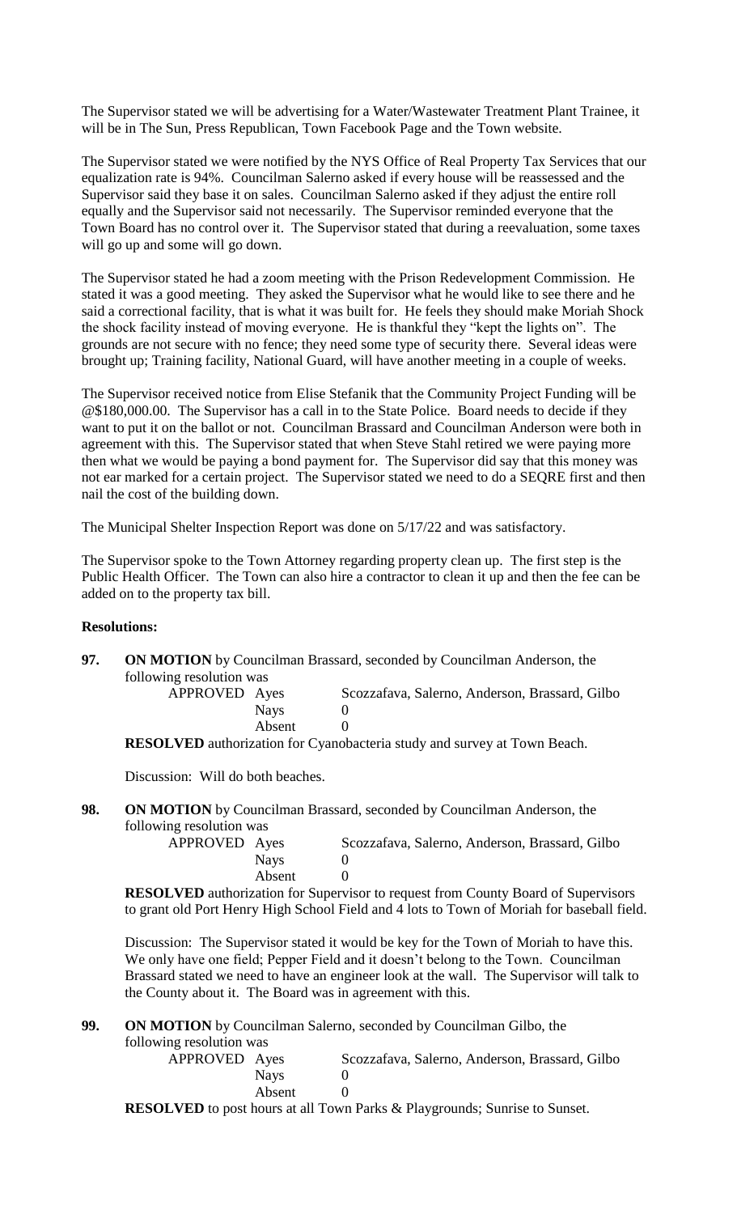The Supervisor stated we will be advertising for a Water/Wastewater Treatment Plant Trainee, it will be in The Sun, Press Republican, Town Facebook Page and the Town website.

The Supervisor stated we were notified by the NYS Office of Real Property Tax Services that our equalization rate is 94%. Councilman Salerno asked if every house will be reassessed and the Supervisor said they base it on sales. Councilman Salerno asked if they adjust the entire roll equally and the Supervisor said not necessarily. The Supervisor reminded everyone that the Town Board has no control over it. The Supervisor stated that during a reevaluation, some taxes will go up and some will go down.

The Supervisor stated he had a zoom meeting with the Prison Redevelopment Commission. He stated it was a good meeting. They asked the Supervisor what he would like to see there and he said a correctional facility, that is what it was built for. He feels they should make Moriah Shock the shock facility instead of moving everyone. He is thankful they "kept the lights on". The grounds are not secure with no fence; they need some type of security there. Several ideas were brought up; Training facility, National Guard, will have another meeting in a couple of weeks.

The Supervisor received notice from Elise Stefanik that the Community Project Funding will be @$180,000.00. The Supervisor has a call in to the State Police. Board needs to decide if they want to put it on the ballot or not. Councilman Brassard and Councilman Anderson were both in agreement with this. The Supervisor stated that when Steve Stahl retired we were paying more then what we would be paying a bond payment for. The Supervisor did say that this money was not ear marked for a certain project. The Supervisor stated we need to do a SEQRE first and then nail the cost of the building down.

The Municipal Shelter Inspection Report was done on 5/17/22 and was satisfactory.

The Supervisor spoke to the Town Attorney regarding property clean up. The first step is the Public Health Officer. The Town can also hire a contractor to clean it up and then the fee can be added on to the property tax bill.

**Resolutions:**

**97.** **ON MOTION** by Councilman Brassard, seconded by Councilman Anderson, the following resolution was

APPROVED Ayes Scozzafava, Salerno, Anderson, Brassard, Gilbo
Nays 0
Absent 0

**RESOLVED** authorization for Cyanobacteria study and survey at Town Beach.

Discussion: Will do both beaches.

**98.** **ON MOTION** by Councilman Brassard, seconded by Councilman Anderson, the following resolution was

APPROVED Ayes Scozzafava, Salerno, Anderson, Brassard, Gilbo
Nays 0
Absent 0

**RESOLVED** authorization for Supervisor to request from County Board of Supervisors to grant old Port Henry High School Field and 4 lots to Town of Moriah for baseball field.

Discussion: The Supervisor stated it would be key for the Town of Moriah to have this. We only have one field; Pepper Field and it doesn't belong to the Town. Councilman Brassard stated we need to have an engineer look at the wall. The Supervisor will talk to the County about it. The Board was in agreement with this.

**99.** **ON MOTION** by Councilman Salerno, seconded by Councilman Gilbo, the following resolution was

APPROVED Ayes Scozzafava, Salerno, Anderson, Brassard, Gilbo
Nays 0
Absent 0

**RESOLVED** to post hours at all Town Parks & Playgrounds; Sunrise to Sunset.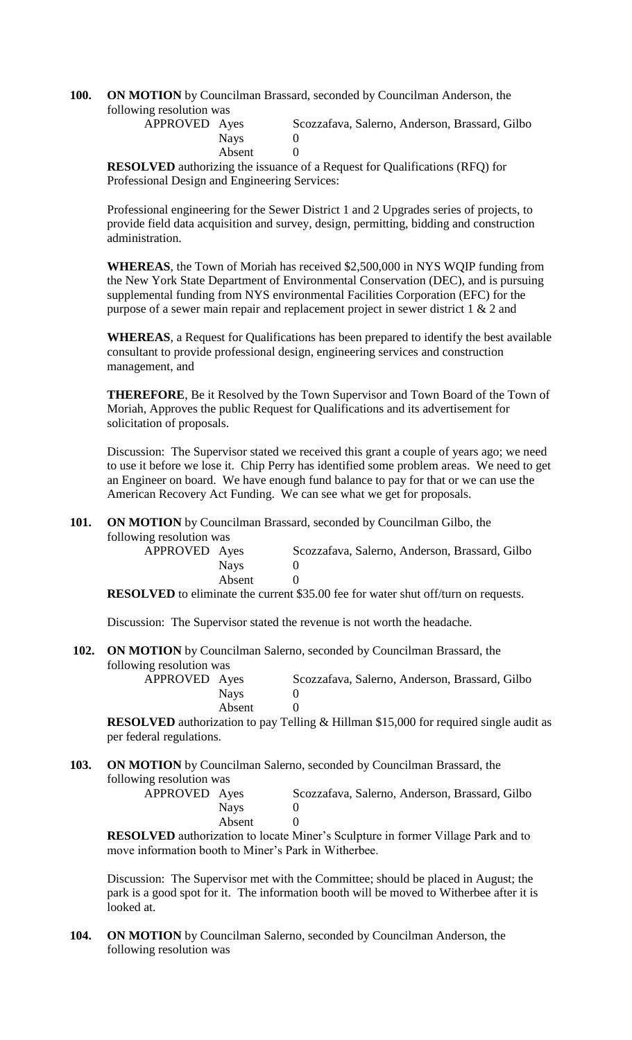**100.** **ON MOTION** by Councilman Brassard, seconded by Councilman Anderson, the following resolution was

| | | |
|---|---|---|
| APPROVED | Ayes | Scozzafava, Salerno, Anderson, Brassard, Gilbo |
| | Nays | 0 |
| | Absent | 0 |

**RESOLVED** authorizing the issuance of a Request for Qualifications (RFQ) for Professional Design and Engineering Services:

Professional engineering for the Sewer District 1 and 2 Upgrades series of projects, to provide field data acquisition and survey, design, permitting, bidding and construction administration.

**WHEREAS**, the Town of Moriah has received $2,500,000 in NYS WQIP funding from the New York State Department of Environmental Conservation (DEC), and is pursuing supplemental funding from NYS environmental Facilities Corporation (EFC) for the purpose of a sewer main repair and replacement project in sewer district 1 & 2 and

**WHEREAS**, a Request for Qualifications has been prepared to identify the best available consultant to provide professional design, engineering services and construction management, and

**THEREFORE**, Be it Resolved by the Town Supervisor and Town Board of the Town of Moriah, Approves the public Request for Qualifications and its advertisement for solicitation of proposals.

Discussion: The Supervisor stated we received this grant a couple of years ago; we need to use it before we lose it. Chip Perry has identified some problem areas. We need to get an Engineer on board. We have enough fund balance to pay for that or we can use the American Recovery Act Funding. We can see what we get for proposals.

**101.** **ON MOTION** by Councilman Brassard, seconded by Councilman Gilbo, the following resolution was

| | | |
|---|---|---|
| APPROVED | Ayes | Scozzafava, Salerno, Anderson, Brassard, Gilbo |
| | Nays | 0 |
| | Absent | 0 |

**RESOLVED** to eliminate the current $35.00 fee for water shut off/turn on requests.

Discussion: The Supervisor stated the revenue is not worth the headache.

**102.** **ON MOTION** by Councilman Salerno, seconded by Councilman Brassard, the following resolution was

| | | |
|---|---|---|
| APPROVED | Ayes | Scozzafava, Salerno, Anderson, Brassard, Gilbo |
| | Nays | 0 |
| | Absent | 0 |

**RESOLVED** authorization to pay Telling & Hillman $15,000 for required single audit as per federal regulations.

**103.** **ON MOTION** by Councilman Salerno, seconded by Councilman Brassard, the following resolution was

| | | |
|---|---|---|
| APPROVED | Ayes | Scozzafava, Salerno, Anderson, Brassard, Gilbo |
| | Nays | 0 |
| | Absent | 0 |

**RESOLVED** authorization to locate Miner's Sculpture in former Village Park and to move information booth to Miner's Park in Witherbee.

Discussion: The Supervisor met with the Committee; should be placed in August; the park is a good spot for it. The information booth will be moved to Witherbee after it is looked at.

**104.** **ON MOTION** by Councilman Salerno, seconded by Councilman Anderson, the following resolution was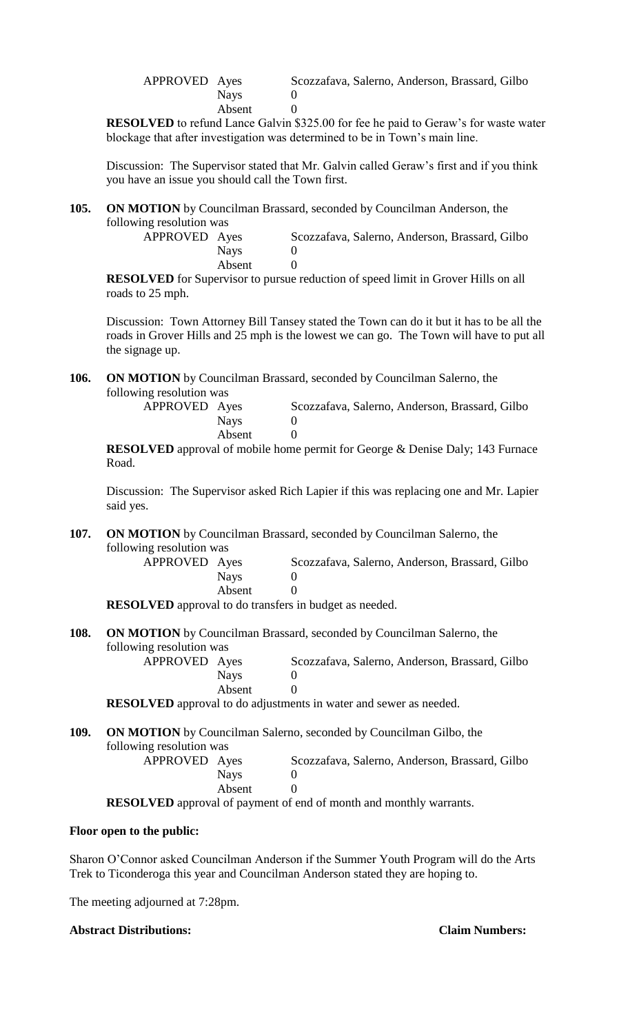| | | |
|---|---|---|
| APPROVED | Ayes | Scozzafava, Salerno, Anderson, Brassard, Gilbo |
| | Nays | 0 |
| | Absent | 0 |

**RESOLVED** to refund Lance Galvin $325.00 for fee he paid to Geraw's for waste water blockage that after investigation was determined to be in Town's main line.

Discussion: The Supervisor stated that Mr. Galvin called Geraw's first and if you think you have an issue you should call the Town first.

**105. ON MOTION** by Councilman Brassard, seconded by Councilman Anderson, the following resolution was

| | | |
|---|---|---|
| APPROVED | Ayes | Scozzafava, Salerno, Anderson, Brassard, Gilbo |
| | Nays | 0 |
| | Absent | 0 |

**RESOLVED** for Supervisor to pursue reduction of speed limit in Grover Hills on all roads to 25 mph.

Discussion: Town Attorney Bill Tansey stated the Town can do it but it has to be all the roads in Grover Hills and 25 mph is the lowest we can go. The Town will have to put all the signage up.

**106. ON MOTION** by Councilman Brassard, seconded by Councilman Salerno, the following resolution was

| | | |
|---|---|---|
| APPROVED | Ayes | Scozzafava, Salerno, Anderson, Brassard, Gilbo |
| | Nays | 0 |
| | Absent | 0 |

**RESOLVED** approval of mobile home permit for George & Denise Daly; 143 Furnace Road.

Discussion: The Supervisor asked Rich Lapier if this was replacing one and Mr. Lapier said yes.

**107. ON MOTION** by Councilman Brassard, seconded by Councilman Salerno, the following resolution was

| | | |
|---|---|---|
| APPROVED | Ayes | Scozzafava, Salerno, Anderson, Brassard, Gilbo |
| | Nays | 0 |
| | Absent | 0 |

**RESOLVED** approval to do transfers in budget as needed.

**108. ON MOTION** by Councilman Brassard, seconded by Councilman Salerno, the following resolution was

| | | |
|---|---|---|
| APPROVED | Ayes | Scozzafava, Salerno, Anderson, Brassard, Gilbo |
| | Nays | 0 |
| | Absent | 0 |

**RESOLVED** approval to do adjustments in water and sewer as needed.

**109. ON MOTION** by Councilman Salerno, seconded by Councilman Gilbo, the following resolution was

| | | |
|---|---|---|
| APPROVED | Ayes | Scozzafava, Salerno, Anderson, Brassard, Gilbo |
| | Nays | 0 |
| | Absent | 0 |

**RESOLVED** approval of payment of end of month and monthly warrants.

**Floor open to the public:**

Sharon O'Connor asked Councilman Anderson if the Summer Youth Program will do the Arts Trek to Ticonderoga this year and Councilman Anderson stated they are hoping to.

The meeting adjourned at 7:28pm.

**Abstract Distributions:** **Claim Numbers:**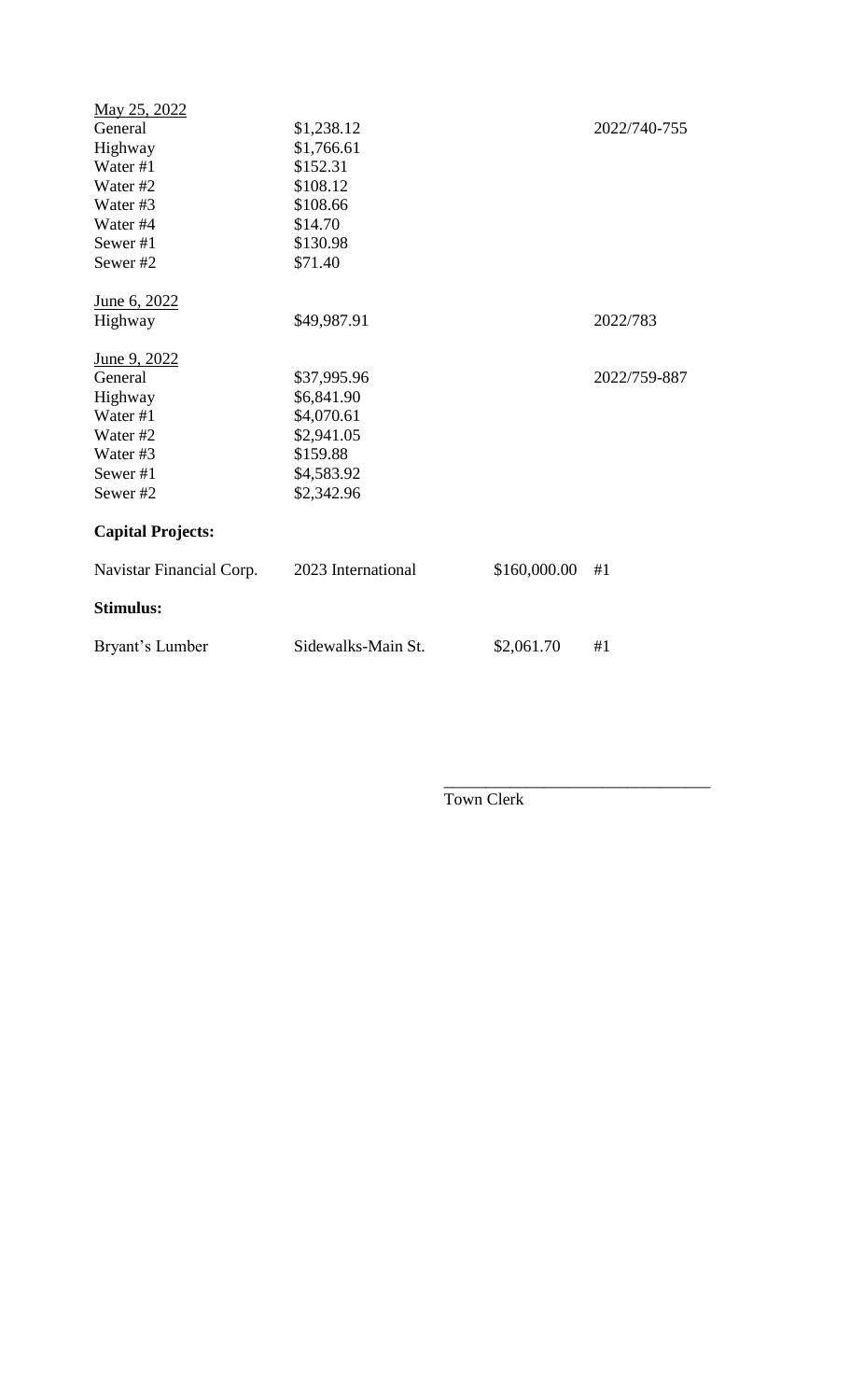May 25, 2022

| | | | |
|---|---|---|---|
| General | $1,238.12 | | 2022/740-755 |
| Highway | $1,766.61 | | |
| Water #1 | $152.31 | | |
| Water #2 | $108.12 | | |
| Water #3 | $108.66 | | |
| Water #4 | $14.70 | | |
| Sewer #1 | $130.98 | | |
| Sewer #2 | $71.40 | | |

June 6, 2022

| | | | |
|---|---|---|---|
| Highway | $49,987.91 | | 2022/783 |

June 9, 2022

| | | | |
|---|---|---|---|
| General | $37,995.96 | | 2022/759-887 |
| Highway | $6,841.90 | | |
| Water #1 | $4,070.61 | | |
| Water #2 | $2,941.05 | | |
| Water #3 | $159.88 | | |
| Sewer #1 | $4,583.92 | | |
| Sewer #2 | $2,342.96 | | |

**Capital Projects:**

| | | | |
|---|---|---|---|
| Navistar Financial Corp. | 2023 International | $160,000.00 | #1 |

**Stimulus:**

| | | | |
|---|---|---|---|
| Bryant's Lumber | Sidewalks-Main St. | $2,061.70 | #1 |

\_\_\_\_\_\_\_\_\_\_\_\_\_\_\_\_\_\_\_\_\_\_\_\_\_\_\_\_\_\_\_\_

Town Clerk